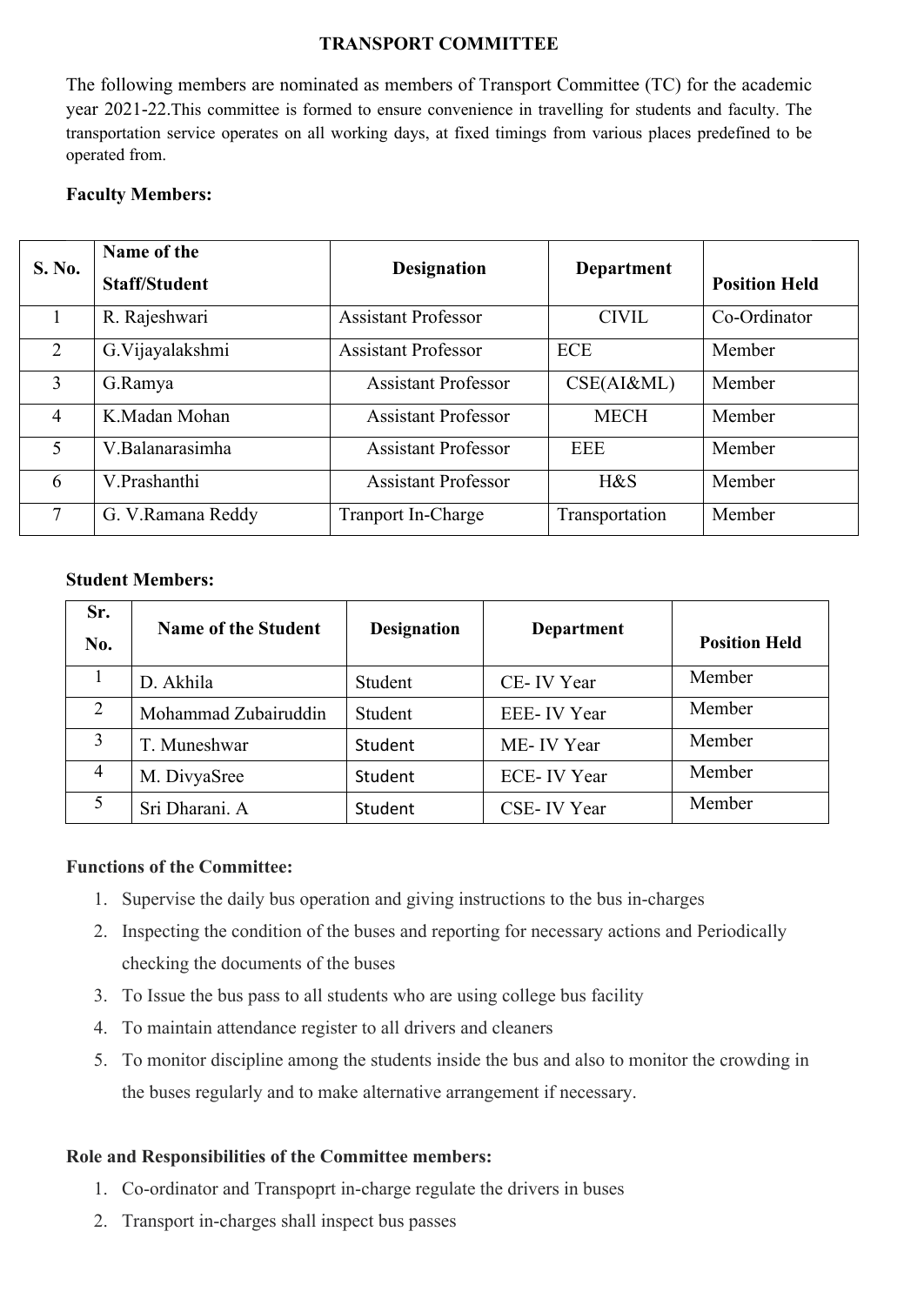# TRANSPORT COMMITTEE

The following members are nominated as members of Transport Committee (TC) for the academic year 2021-22.This committee is formed to ensure convenience in travelling for students and faculty. The transportation service operates on all working days, at fixed timings from various places predefined to be operated from.

**Faculty Members:**

| S. No. | Name of the Staff/Student | Designation | Department | Position Held |
|---|---|---|---|---|
| 1 | R. Rajeshwari | Assistant Professor | CIVIL | Co-Ordinator |
| 2 | G.Vijayalakshmi | Assistant Professor | ECE | Member |
| 3 | G.Ramya | Assistant Professor | CSE(AI&ML) | Member |
| 4 | K.Madan Mohan | Assistant Professor | MECH | Member |
| 5 | V.Balanarasimha | Assistant Professor | EEE | Member |
| 6 | V.Prashanthi | Assistant Professor | H&S | Member |
| 7 | G. V.Ramana Reddy | Tranport In-Charge | Transportation | Member |

**Student Members:**

| Sr. No. | Name of the Student | Designation | Department | Position Held |
|---|---|---|---|---|
| 1 | D. Akhila | Student | CE- IV Year | Member |
| 2 | Mohammad Zubairuddin | Student | EEE- IV Year | Member |
| 3 | T. Muneshwar | Student | ME- IV Year | Member |
| 4 | M. DivyaSree | Student | ECE- IV Year | Member |
| 5 | Sri Dharani. A | Student | CSE- IV Year | Member |

**Functions of the Committee:**

1. Supervise the daily bus operation and giving instructions to the bus in-charges
2. Inspecting the condition of the buses and reporting for necessary actions and Periodically checking the documents of the buses
3. To Issue the bus pass to all students who are using college bus facility
4. To maintain attendance register to all drivers and cleaners
5. To monitor discipline among the students inside the bus and also to monitor the crowding in the buses regularly and to make alternative arrangement if necessary.

**Role and Responsibilities of the Committee members:**

1. Co-ordinator and Transpoprt in-charge regulate the drivers in buses
2. Transport in-charges shall inspect bus passes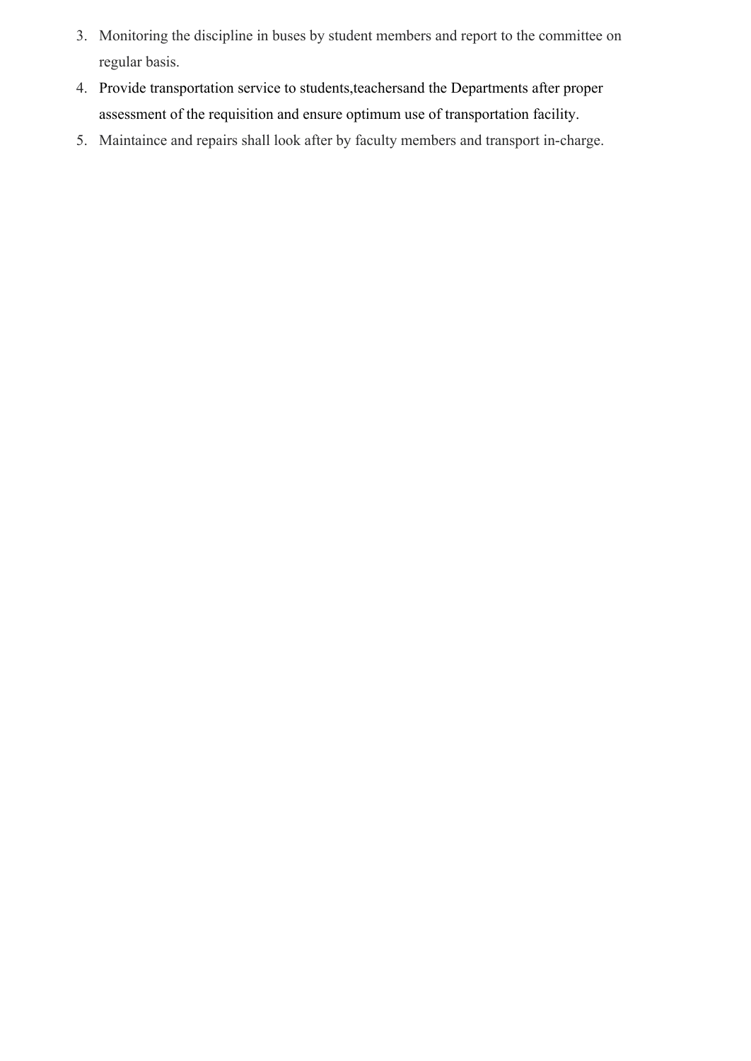3. Monitoring the discipline in buses by student members and report to the committee on regular basis.
4. Provide transportation service to students,teachersand the Departments after proper assessment of the requisition and ensure optimum use of transportation facility.
5. Maintaince and repairs shall look after by faculty members and transport in-charge.